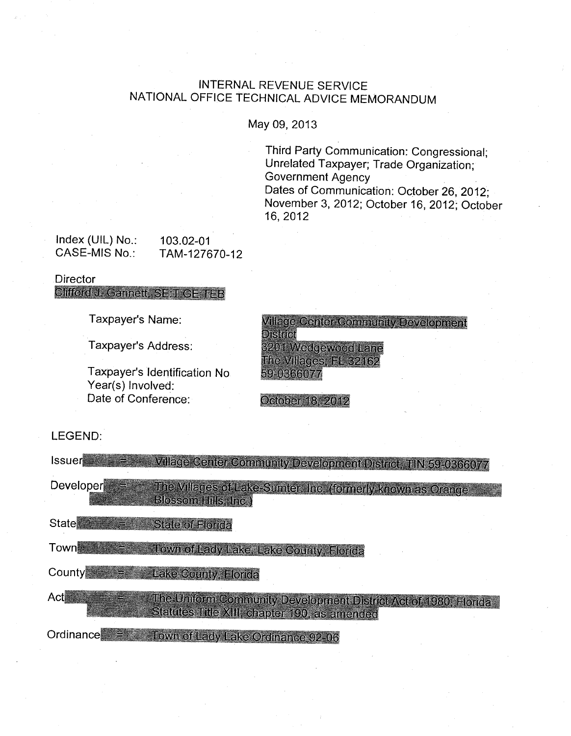# INTERNAL REVENUE SERVICE
# NATIONAL OFFICE TECHNICAL ADVICE MEMORANDUM

May 09, 2013

Third Party Communication: Congressional; Unrelated Taxpayer; Trade Organization; Government Agency
Dates of Communication: October 26, 2012; November 3, 2012; October 16, 2012; October 16, 2012

Index (UIL) No.: 103.02-01
CASE-MIS No.: TAM-127670-12

Director
Clifford J. Gannett, SE:T:GE:TEB

| | |
|---|---|
| Taxpayer's Name: | Village Center Community Development District |
| Taxpayer's Address: | 3201 Wedgewood Lane The Villages, FL 32162 |
| Taxpayer's Identification No | 59-0366077 |
| Year(s) Involved: | |
| Date of Conference: | October 18, 2012 |

LEGEND:

Issuer = Village Center Community Development District, TIN 59-0366077

Developer = The Villages of Lake-Sumter, Inc. (formerly known as Orange Blossom Hills, Inc.)

State = State of Florida

Town = Town of Lady Lake, Lake County, Florida

County = Lake County, Florida

Act = The Uniform Community Development District Act of 1980, Florida Statutes Title XIII, chapter 190, as amended

Ordinance = Town of Lady Lake Ordinance 92-06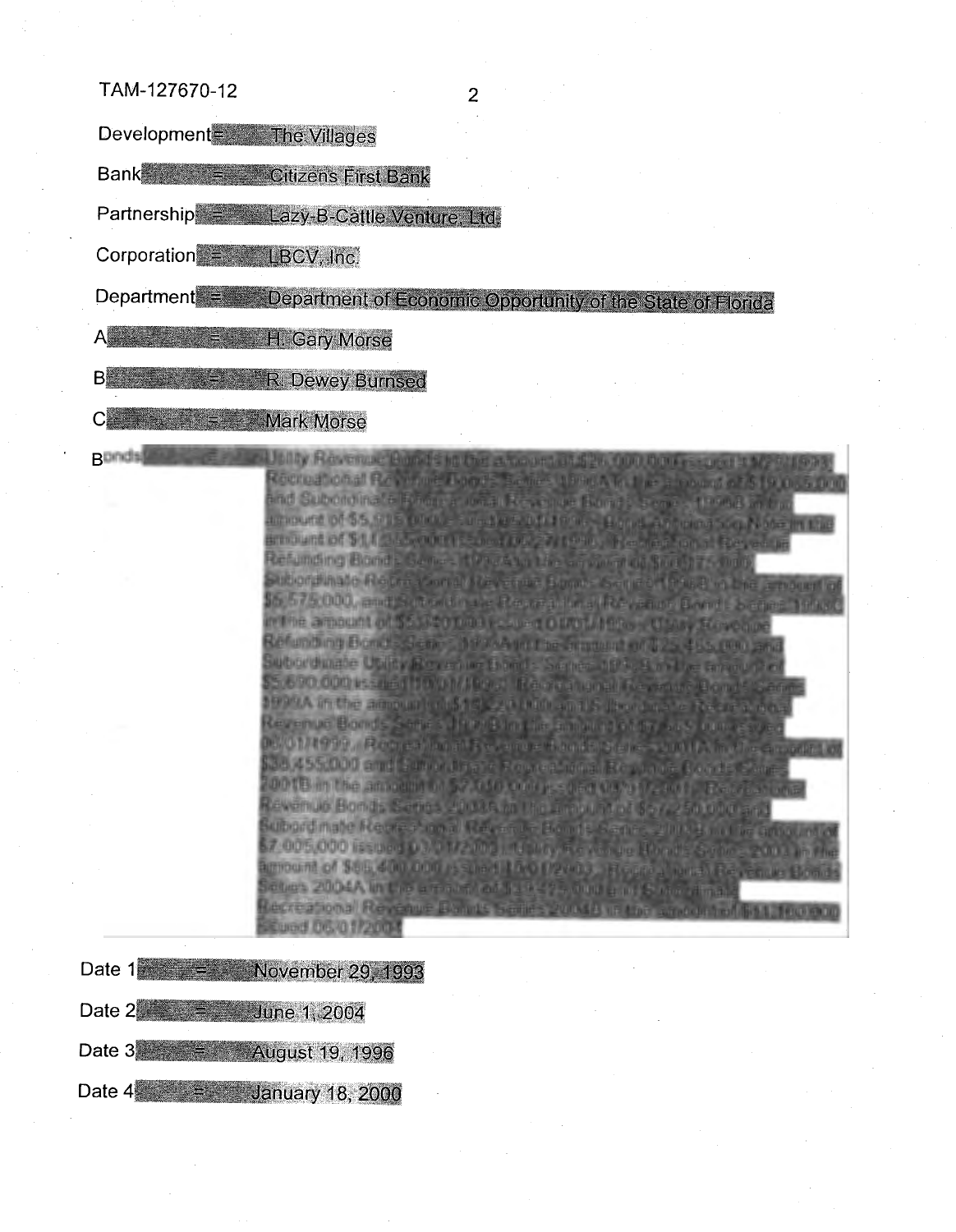Development = The Villages

Bank = Citizens First Bank

Partnership = Lazy-B-Cattle Venture, Ltd.

Corporation = LBCV, Inc.

Department = Department of Economic Opportunity of the State of Florida

A = H. Gary Morse

B = R. Dewey Burnsed

C = Mark Morse

Bonds = Utility Revenue Bonds in the amount of $26,000,000 issued 11/29/1993; Recreational Revenue Bonds Series 1996A in the amount of $19,065,000 and Subordinate Recreational Revenue Bonds Series 1996B in the amount of $5,915,000 issued 08/01/1996; Bond Anticipation Note in the amount of $11,265,000 issued 02/27/1998; Recreational Revenue Refunding Bonds Series 1998A in the amount of $60,175,000, Subordinate Recreational Revenue Bonds Series 1998B in the amount of $5,575,000, and Subordinate Recreational Revenue Bonds Series 1998C in the amount of $5,310,000 issued 10/01/1998; Utility Revenue Refunding Bonds Series 1999A in the amount of $25,455,000 and Subordinate Utility Revenue Bonds Series 1999B in the amount of $5,690,000 issued 10/01/1999; Recreational Revenue Bonds Series 1999A in the amount of $15,520,000 and Subordinate Recreational Revenue Bonds Series 1999B in the amount of $7,585,000 issued 06/01/1999; Recreational Revenue Bonds Series 2001A in the amount of $38,455,000 and Subordinate Recreational Revenue Bonds Series 2001B in the amount of $7,010,000 issued 09/01/2001; Recreational Revenue Bonds Series 2003A in the amount of $57,250,000 and Subordinate Recreational Revenue Bonds Series 2003B in the amount of $7,005,000 issued 03/01/2003; Utility Revenue Bonds Series 2003 in the amount of $66,400,000 issued 10/01/2003; Recreational Revenue Bonds Series 2004A in the amount of $39,475,000 and Subordinate Recreational Revenue Bonds Series 2004B in the amount of $11,160,000 issued 06/01/2004

Date 1 = November 29, 1993

Date 2 = June 1, 2004

Date 3 = August 19, 1996

Date 4 = January 18, 2000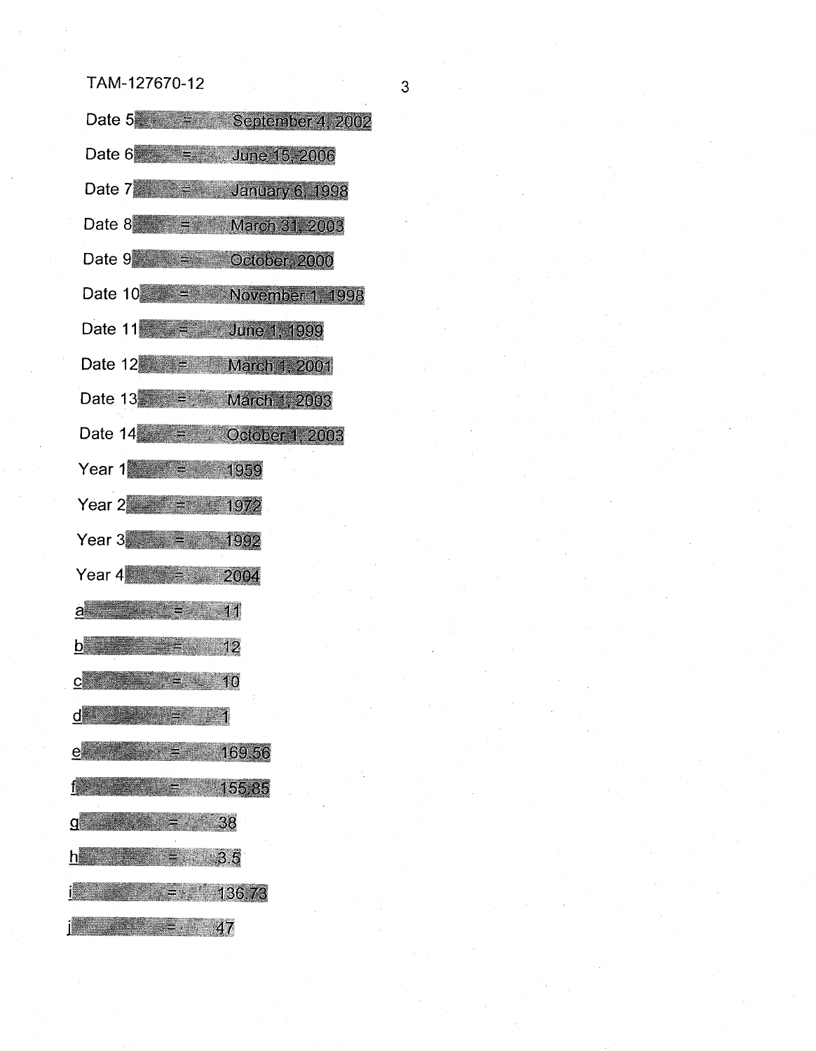Date 5 = September 4, 2002

Date 6 = June 15, 2006

Date 7 = January 6, 1998

Date 8 = March 31, 2003

Date 9 = October, 2000

Date 10 = November 1, 1998

Date 11 = June 1, 1999

Date 12 = March 1, 2001

Date 13 = March 1, 2003

Date 14 = October 1, 2003

Year 1 = 1959

Year 2 = 1972

Year 3 = 1992

Year 4 = 2004

<u>a</u> = 11

<u>b</u> = 12

<u>c</u> = 10

<u>d</u> = 1

<u>e</u> = 169.56

<u>f</u> = 155.85

<u>g</u> = 38

<u>h</u> = 3.5

<u>i</u> = 136.73

<u>j</u> = 47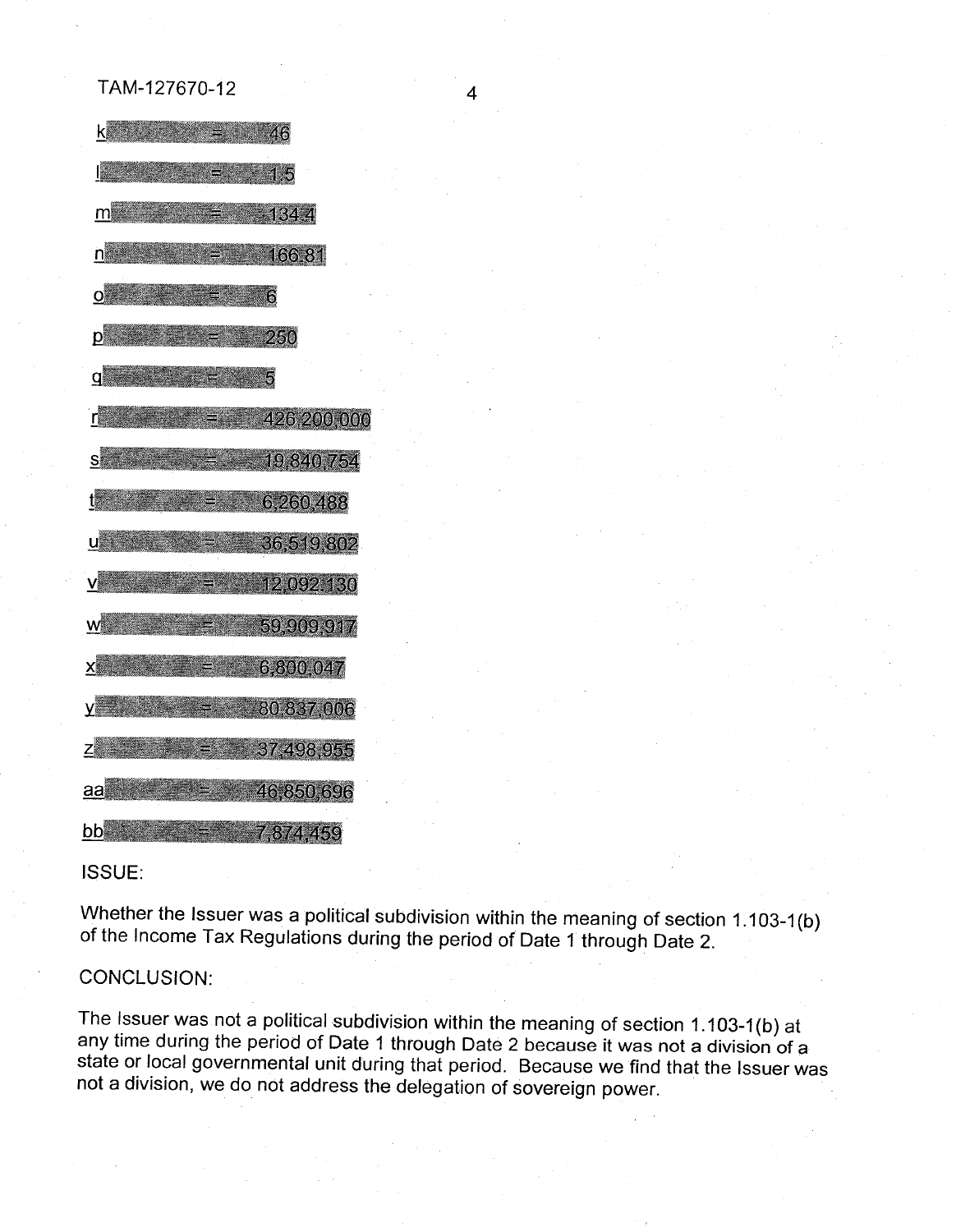k = 46

l = 1.5

m = 134.4

n = 166.81

o = 6

p = 250

q = 5

r = 426,200,000

s = 19,840,754

t = 6,260,488

u = 36,519,802

v = 12,092,130

w = 59,909,917

x = 6,800,047

y = 80,837,006

z = 37,498,955

aa = 46,850,696

bb = 7,874,459

ISSUE:

Whether the Issuer was a political subdivision within the meaning of section 1.103-1(b) of the Income Tax Regulations during the period of Date 1 through Date 2.

CONCLUSION:

The Issuer was not a political subdivision within the meaning of section 1.103-1(b) at any time during the period of Date 1 through Date 2 because it was not a division of a state or local governmental unit during that period. Because we find that the Issuer was not a division, we do not address the delegation of sovereign power.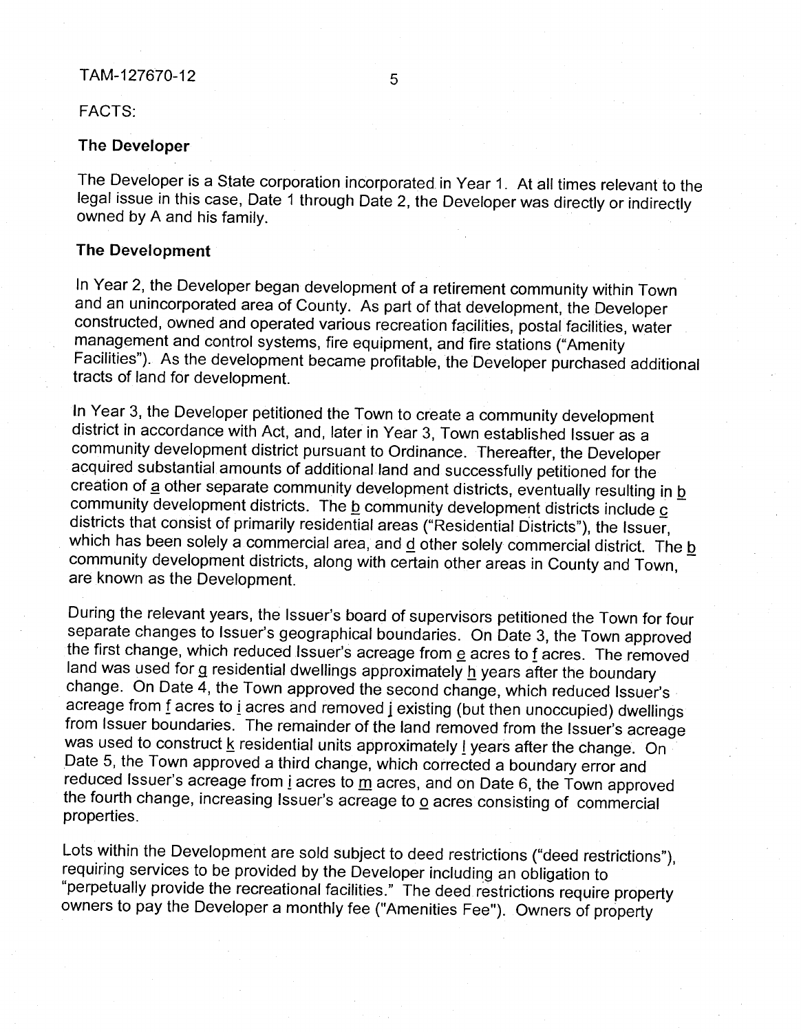FACTS:

**The Developer**

The Developer is a State corporation incorporated in Year 1. At all times relevant to the legal issue in this case, Date 1 through Date 2, the Developer was directly or indirectly owned by A and his family.

**The Development**

In Year 2, the Developer began development of a retirement community within Town and an unincorporated area of County. As part of that development, the Developer constructed, owned and operated various recreation facilities, postal facilities, water management and control systems, fire equipment, and fire stations ("Amenity Facilities"). As the development became profitable, the Developer purchased additional tracts of land for development.

In Year 3, the Developer petitioned the Town to create a community development district in accordance with Act, and, later in Year 3, Town established Issuer as a community development district pursuant to Ordinance. Thereafter, the Developer acquired substantial amounts of additional land and successfully petitioned for the creation of a other separate community development districts, eventually resulting in b community development districts. The b community development districts include c districts that consist of primarily residential areas ("Residential Districts"), the Issuer, which has been solely a commercial area, and d other solely commercial district. The b community development districts, along with certain other areas in County and Town, are known as the Development.

During the relevant years, the Issuer's board of supervisors petitioned the Town for four separate changes to Issuer's geographical boundaries. On Date 3, the Town approved the first change, which reduced Issuer's acreage from e acres to f acres. The removed land was used for g residential dwellings approximately h years after the boundary change. On Date 4, the Town approved the second change, which reduced Issuer's acreage from f acres to i acres and removed j existing (but then unoccupied) dwellings from Issuer boundaries. The remainder of the land removed from the Issuer's acreage was used to construct k residential units approximately l years after the change. On Date 5, the Town approved a third change, which corrected a boundary error and reduced Issuer's acreage from i acres to m acres, and on Date 6, the Town approved the fourth change, increasing Issuer's acreage to o acres consisting of commercial properties.

Lots within the Development are sold subject to deed restrictions ("deed restrictions"), requiring services to be provided by the Developer including an obligation to "perpetually provide the recreational facilities." The deed restrictions require property owners to pay the Developer a monthly fee ("Amenities Fee"). Owners of property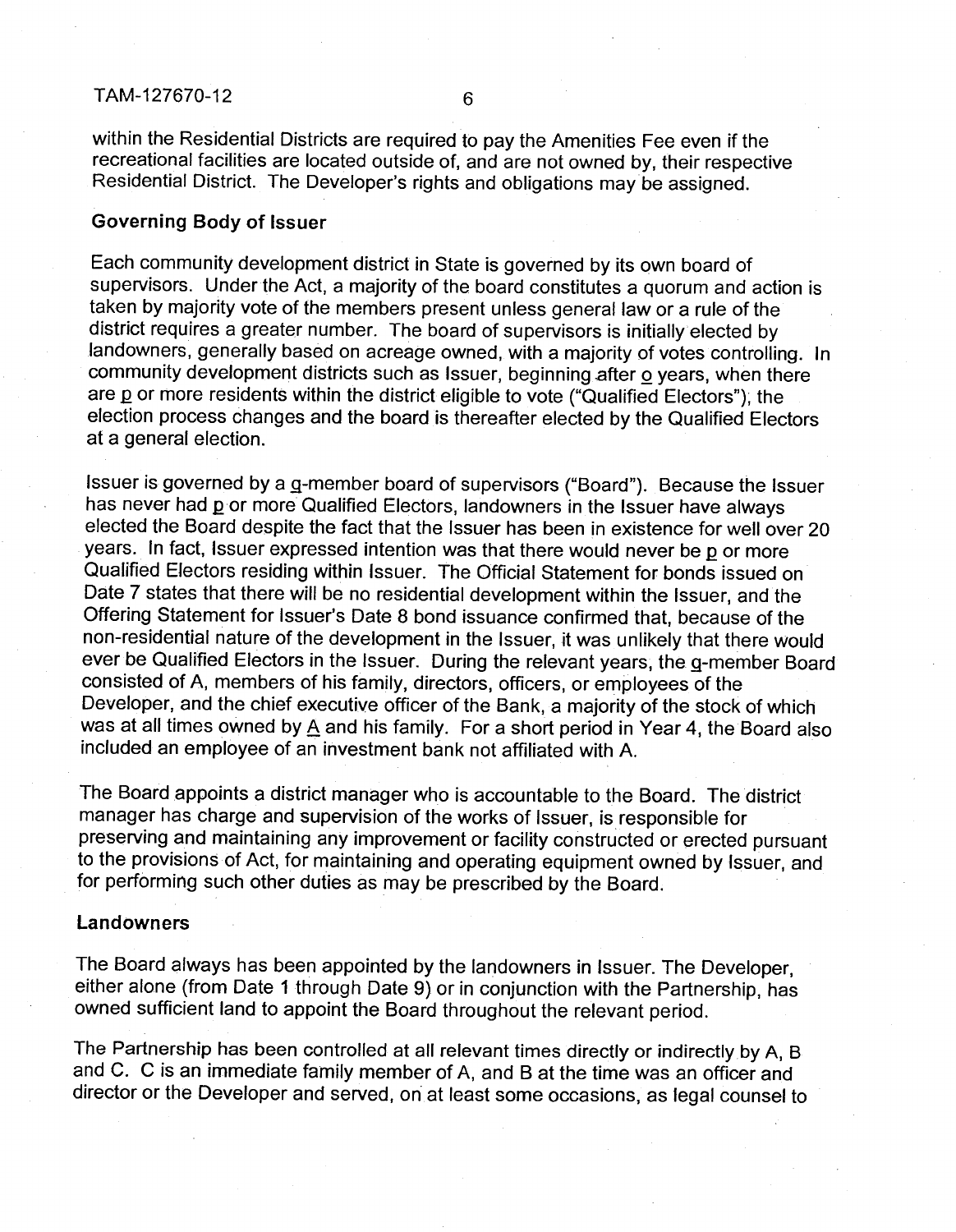within the Residential Districts are required to pay the Amenities Fee even if the recreational facilities are located outside of, and are not owned by, their respective Residential District. The Developer's rights and obligations may be assigned.

### Governing Body of Issuer

Each community development district in State is governed by its own board of supervisors. Under the Act, a majority of the board constitutes a quorum and action is taken by majority vote of the members present unless general law or a rule of the district requires a greater number. The board of supervisors is initially elected by landowners, generally based on acreage owned, with a majority of votes controlling. In community development districts such as Issuer, beginning after o years, when there are p or more residents within the district eligible to vote ("Qualified Electors"), the election process changes and the board is thereafter elected by the Qualified Electors at a general election.

Issuer is governed by a q-member board of supervisors ("Board"). Because the Issuer has never had p or more Qualified Electors, landowners in the Issuer have always elected the Board despite the fact that the Issuer has been in existence for well over 20 years. In fact, Issuer expressed intention was that there would never be p or more Qualified Electors residing within Issuer. The Official Statement for bonds issued on Date 7 states that there will be no residential development within the Issuer, and the Offering Statement for Issuer's Date 8 bond issuance confirmed that, because of the non-residential nature of the development in the Issuer, it was unlikely that there would ever be Qualified Electors in the Issuer. During the relevant years, the q-member Board consisted of A, members of his family, directors, officers, or employees of the Developer, and the chief executive officer of the Bank, a majority of the stock of which was at all times owned by A and his family. For a short period in Year 4, the Board also included an employee of an investment bank not affiliated with A.

The Board appoints a district manager who is accountable to the Board. The district manager has charge and supervision of the works of Issuer, is responsible for preserving and maintaining any improvement or facility constructed or erected pursuant to the provisions of Act, for maintaining and operating equipment owned by Issuer, and for performing such other duties as may be prescribed by the Board.

### Landowners

The Board always has been appointed by the landowners in Issuer. The Developer, either alone (from Date 1 through Date 9) or in conjunction with the Partnership, has owned sufficient land to appoint the Board throughout the relevant period.

The Partnership has been controlled at all relevant times directly or indirectly by A, B and C. C is an immediate family member of A, and B at the time was an officer and director or the Developer and served, on at least some occasions, as legal counsel to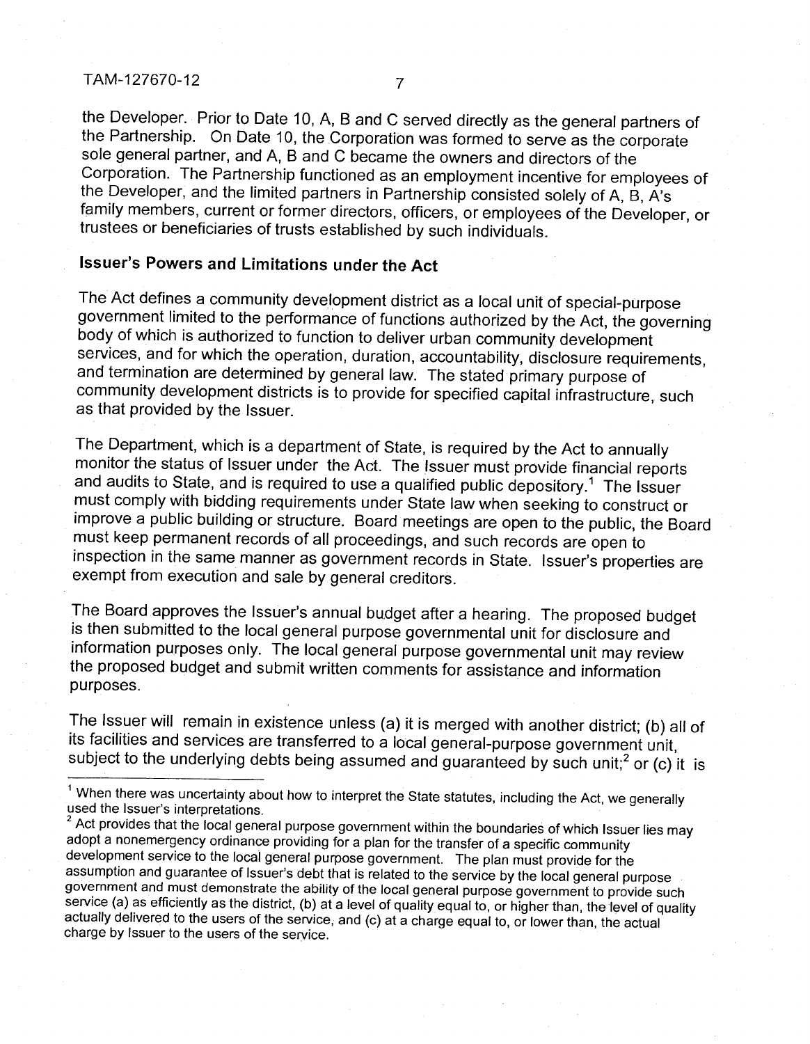the Developer. Prior to Date 10, A, B and C served directly as the general partners of the Partnership. On Date 10, the Corporation was formed to serve as the corporate sole general partner, and A, B and C became the owners and directors of the Corporation. The Partnership functioned as an employment incentive for employees of the Developer, and the limited partners in Partnership consisted solely of A, B, A's family members, current or former directors, officers, or employees of the Developer, or trustees or beneficiaries of trusts established by such individuals.

**Issuer's Powers and Limitations under the Act**

The Act defines a community development district as a local unit of special-purpose government limited to the performance of functions authorized by the Act, the governing body of which is authorized to function to deliver urban community development services, and for which the operation, duration, accountability, disclosure requirements, and termination are determined by general law. The stated primary purpose of community development districts is to provide for specified capital infrastructure, such as that provided by the Issuer.

The Department, which is a department of State, is required by the Act to annually monitor the status of Issuer under the Act. The Issuer must provide financial reports and audits to State, and is required to use a qualified public depository.[1] The Issuer must comply with bidding requirements under State law when seeking to construct or improve a public building or structure. Board meetings are open to the public, the Board must keep permanent records of all proceedings, and such records are open to inspection in the same manner as government records in State. Issuer's properties are exempt from execution and sale by general creditors.

The Board approves the Issuer's annual budget after a hearing. The proposed budget is then submitted to the local general purpose governmental unit for disclosure and information purposes only. The local general purpose governmental unit may review the proposed budget and submit written comments for assistance and information purposes.

The Issuer will remain in existence unless (a) it is merged with another district; (b) all of its facilities and services are transferred to a local general-purpose government unit, subject to the underlying debts being assumed and guaranteed by such unit;[2] or (c) it is

---

[1] When there was uncertainty about how to interpret the State statutes, including the Act, we generally used the Issuer's interpretations.

[2] Act provides that the local general purpose government within the boundaries of which Issuer lies may adopt a nonemergency ordinance providing for a plan for the transfer of a specific community development service to the local general purpose government. The plan must provide for the assumption and guarantee of Issuer's debt that is related to the service by the local general purpose government and must demonstrate the ability of the local general purpose government to provide such service (a) as efficiently as the district, (b) at a level of quality equal to, or higher than, the level of quality actually delivered to the users of the service, and (c) at a charge equal to, or lower than, the actual charge by Issuer to the users of the service.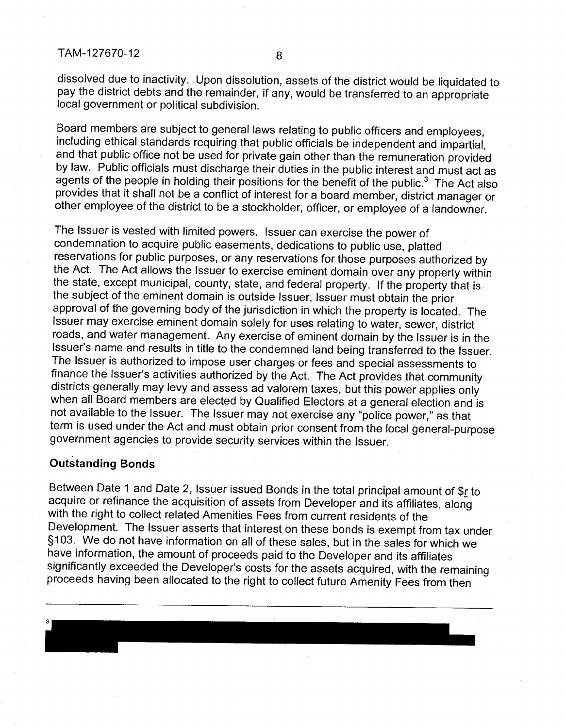dissolved due to inactivity. Upon dissolution, assets of the district would be liquidated to pay the district debts and the remainder, if any, would be transferred to an appropriate local government or political subdivision.

Board members are subject to general laws relating to public officers and employees, including ethical standards requiring that public officials be independent and impartial, and that public office not be used for private gain other than the remuneration provided by law. Public officials must discharge their duties in the public interest and must act as agents of the people in holding their positions for the benefit of the public.[3] The Act also provides that it shall not be a conflict of interest for a board member, district manager or other employee of the district to be a stockholder, officer, or employee of a landowner.

The Issuer is vested with limited powers. Issuer can exercise the power of condemnation to acquire public easements, dedications to public use, platted reservations for public purposes, or any reservations for those purposes authorized by the Act. The Act allows the Issuer to exercise eminent domain over any property within the state, except municipal, county, state, and federal property. If the property that is the subject of the eminent domain is outside Issuer, Issuer must obtain the prior approval of the governing body of the jurisdiction in which the property is located. The Issuer may exercise eminent domain solely for uses relating to water, sewer, district roads, and water management. Any exercise of eminent domain by the Issuer is in the Issuer's name and results in title to the condemned land being transferred to the Issuer. The Issuer is authorized to impose user charges or fees and special assessments to finance the Issuer's activities authorized by the Act. The Act provides that community districts generally may levy and assess ad valorem taxes, but this power applies only when all Board members are elected by Qualified Electors at a general election and is not available to the Issuer. The Issuer may not exercise any "police power," as that term is used under the Act and must obtain prior consent from the local general-purpose government agencies to provide security services within the Issuer.

## Outstanding Bonds

Between Date 1 and Date 2, Issuer issued Bonds in the total principal amount of $r to acquire or refinance the acquisition of assets from Developer and its affiliates, along with the right to collect related Amenities Fees from current residents of the Development. The Issuer asserts that interest on these bonds is exempt from tax under §103. We do not have information on all of these sales, but in the sales for which we have information, the amount of proceeds paid to the Developer and its affiliates significantly exceeded the Developer's costs for the assets acquired, with the remaining proceeds having been allocated to the right to collect future Amenity Fees from then

---

[3] [REDACTED]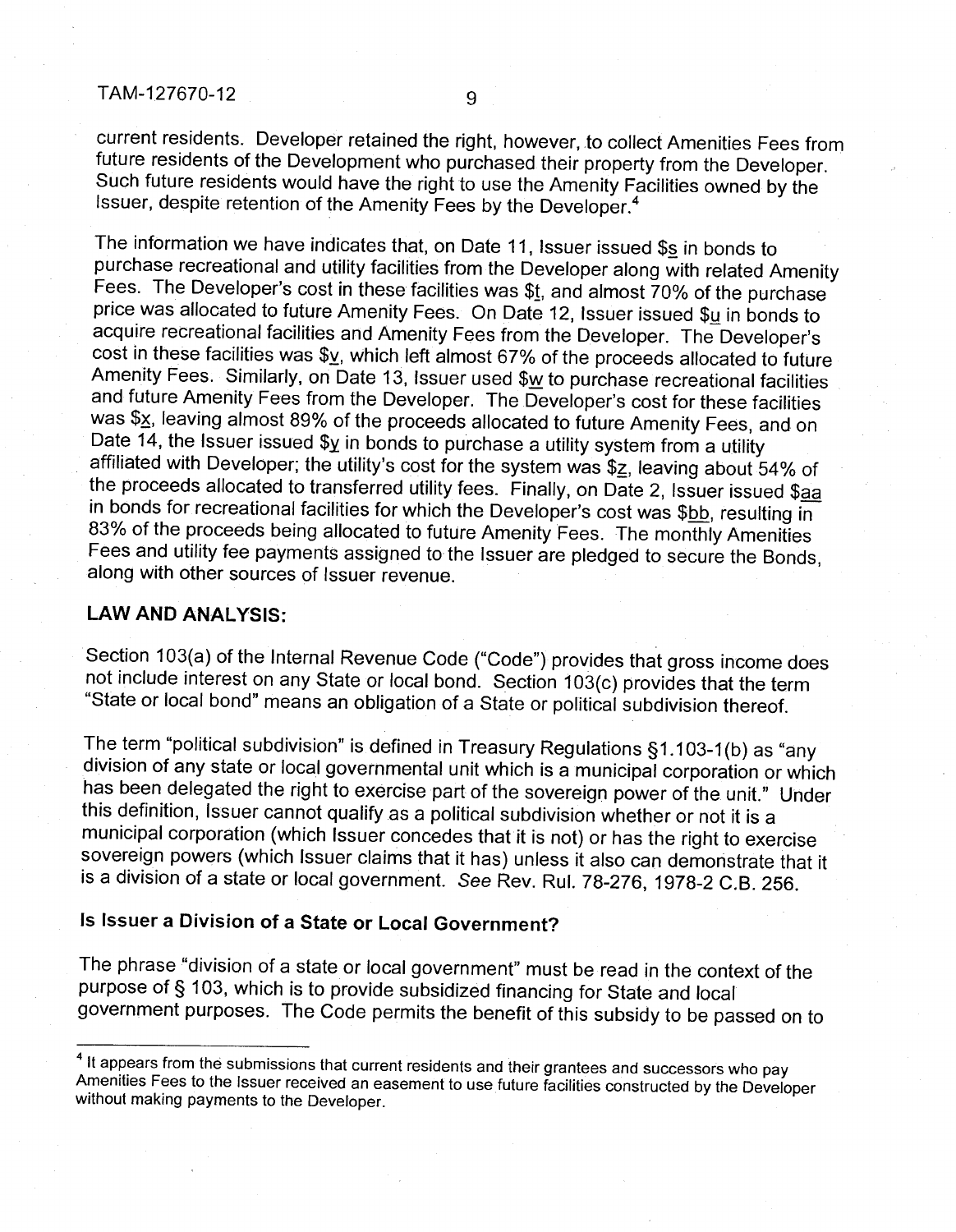current residents. Developer retained the right, however, to collect Amenities Fees from future residents of the Development who purchased their property from the Developer. Such future residents would have the right to use the Amenity Facilities owned by the Issuer, despite retention of the Amenity Fees by the Developer.[4]

The information we have indicates that, on Date 11, Issuer issued $s in bonds to purchase recreational and utility facilities from the Developer along with related Amenity Fees. The Developer's cost in these facilities was $t, and almost 70% of the purchase price was allocated to future Amenity Fees. On Date 12, Issuer issued $u in bonds to acquire recreational facilities and Amenity Fees from the Developer. The Developer's cost in these facilities was $v, which left almost 67% of the proceeds allocated to future Amenity Fees. Similarly, on Date 13, Issuer used $w to purchase recreational facilities and future Amenity Fees from the Developer. The Developer's cost for these facilities was $x, leaving almost 89% of the proceeds allocated to future Amenity Fees, and on Date 14, the Issuer issued $y in bonds to purchase a utility system from a utility affiliated with Developer; the utility's cost for the system was $z, leaving about 54% of the proceeds allocated to transferred utility fees. Finally, on Date 2, Issuer issued $aa in bonds for recreational facilities for which the Developer's cost was $bb, resulting in 83% of the proceeds being allocated to future Amenity Fees. The monthly Amenities Fees and utility fee payments assigned to the Issuer are pledged to secure the Bonds, along with other sources of Issuer revenue.

## LAW AND ANALYSIS:

Section 103(a) of the Internal Revenue Code ("Code") provides that gross income does not include interest on any State or local bond. Section 103(c) provides that the term "State or local bond" means an obligation of a State or political subdivision thereof.

The term "political subdivision" is defined in Treasury Regulations §1.103-1(b) as "any division of any state or local governmental unit which is a municipal corporation or which has been delegated the right to exercise part of the sovereign power of the unit." Under this definition, Issuer cannot qualify as a political subdivision whether or not it is a municipal corporation (which Issuer concedes that it is not) or has the right to exercise sovereign powers (which Issuer claims that it has) unless it also can demonstrate that it is a division of a state or local government. *See* Rev. Rul. 78-276, 1978-2 C.B. 256.

### Is Issuer a Division of a State or Local Government?

The phrase "division of a state or local government" must be read in the context of the purpose of § 103, which is to provide subsidized financing for State and local government purposes. The Code permits the benefit of this subsidy to be passed on to

[4] It appears from the submissions that current residents and their grantees and successors who pay Amenities Fees to the Issuer received an easement to use future facilities constructed by the Developer without making payments to the Developer.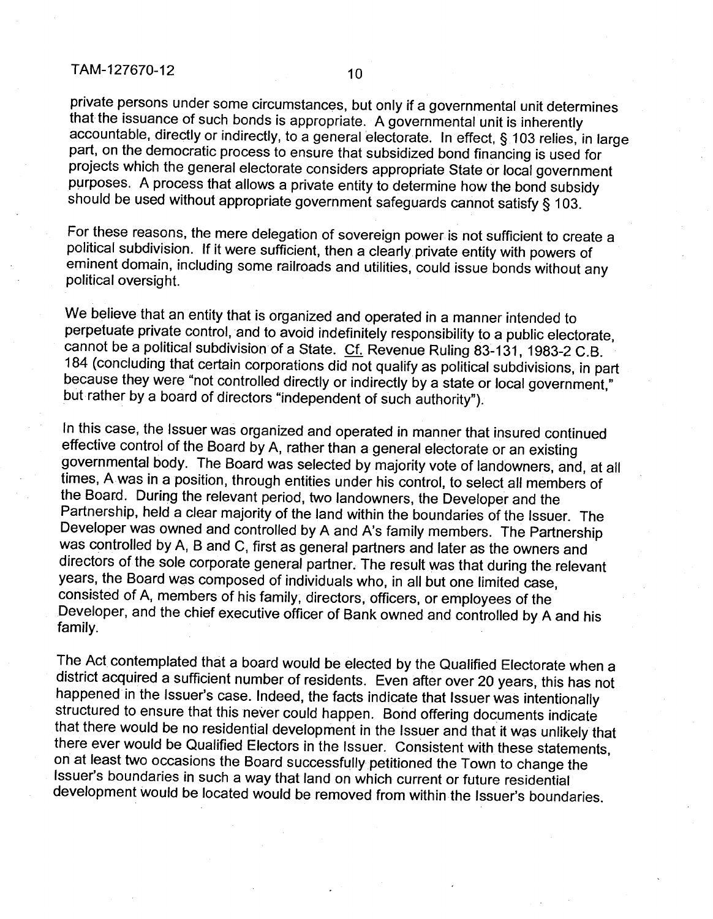private persons under some circumstances, but only if a governmental unit determines that the issuance of such bonds is appropriate. A governmental unit is inherently accountable, directly or indirectly, to a general electorate. In effect, § 103 relies, in large part, on the democratic process to ensure that subsidized bond financing is used for projects which the general electorate considers appropriate State or local government purposes. A process that allows a private entity to determine how the bond subsidy should be used without appropriate government safeguards cannot satisfy § 103.

For these reasons, the mere delegation of sovereign power is not sufficient to create a political subdivision. If it were sufficient, then a clearly private entity with powers of eminent domain, including some railroads and utilities, could issue bonds without any political oversight.

We believe that an entity that is organized and operated in a manner intended to perpetuate private control, and to avoid indefinitely responsibility to a public electorate, cannot be a political subdivision of a State. Cf. Revenue Ruling 83-131, 1983-2 C.B. 184 (concluding that certain corporations did not qualify as political subdivisions, in part because they were "not controlled directly or indirectly by a state or local government," but rather by a board of directors "independent of such authority").

In this case, the Issuer was organized and operated in manner that insured continued effective control of the Board by A, rather than a general electorate or an existing governmental body. The Board was selected by majority vote of landowners, and, at all times, A was in a position, through entities under his control, to select all members of the Board. During the relevant period, two landowners, the Developer and the Partnership, held a clear majority of the land within the boundaries of the Issuer. The Developer was owned and controlled by A and A's family members. The Partnership was controlled by A, B and C, first as general partners and later as the owners and directors of the sole corporate general partner. The result was that during the relevant years, the Board was composed of individuals who, in all but one limited case, consisted of A, members of his family, directors, officers, or employees of the Developer, and the chief executive officer of Bank owned and controlled by A and his family.

The Act contemplated that a board would be elected by the Qualified Electorate when a district acquired a sufficient number of residents. Even after over 20 years, this has not happened in the Issuer's case. Indeed, the facts indicate that Issuer was intentionally structured to ensure that this never could happen. Bond offering documents indicate that there would be no residential development in the Issuer and that it was unlikely that there ever would be Qualified Electors in the Issuer. Consistent with these statements, on at least two occasions the Board successfully petitioned the Town to change the Issuer's boundaries in such a way that land on which current or future residential development would be located would be removed from within the Issuer's boundaries.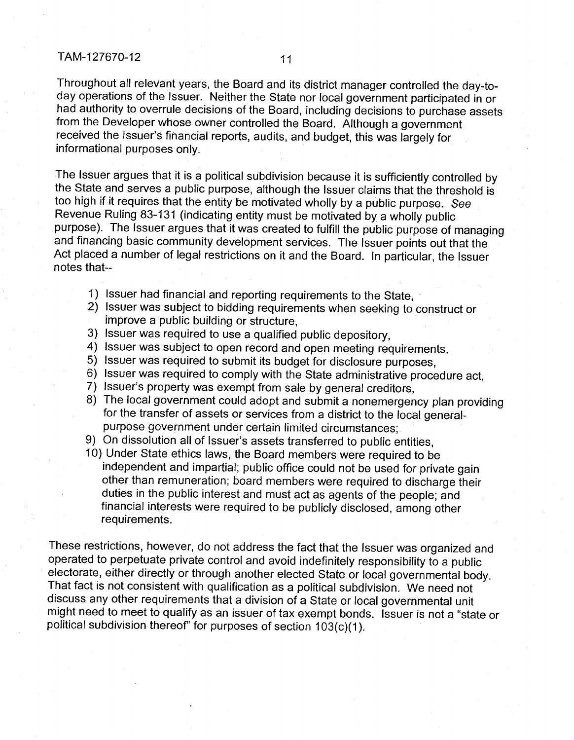Throughout all relevant years, the Board and its district manager controlled the day-to-day operations of the Issuer. Neither the State nor local government participated in or had authority to overrule decisions of the Board, including decisions to purchase assets from the Developer whose owner controlled the Board. Although a government received the Issuer's financial reports, audits, and budget, this was largely for informational purposes only.

The Issuer argues that it is a political subdivision because it is sufficiently controlled by the State and serves a public purpose, although the Issuer claims that the threshold is too high if it requires that the entity be motivated wholly by a public purpose. *See* Revenue Ruling 83-131 (indicating entity must be motivated by a wholly public purpose). The Issuer argues that it was created to fulfill the public purpose of managing and financing basic community development services. The Issuer points out that the Act placed a number of legal restrictions on it and the Board. In particular, the Issuer notes that--

1) Issuer had financial and reporting requirements to the State,
2) Issuer was subject to bidding requirements when seeking to construct or improve a public building or structure,
3) Issuer was required to use a qualified public depository,
4) Issuer was subject to open record and open meeting requirements,
5) Issuer was required to submit its budget for disclosure purposes,
6) Issuer was required to comply with the State administrative procedure act,
7) Issuer's property was exempt from sale by general creditors,
8) The local government could adopt and submit a nonemergency plan providing for the transfer of assets or services from a district to the local general-purpose government under certain limited circumstances;
9) On dissolution all of Issuer's assets transferred to public entities,
10) Under State ethics laws, the Board members were required to be independent and impartial; public office could not be used for private gain other than remuneration; board members were required to discharge their duties in the public interest and must act as agents of the people; and financial interests were required to be publicly disclosed, among other requirements.

These restrictions, however, do not address the fact that the Issuer was organized and operated to perpetuate private control and avoid indefinitely responsibility to a public electorate, either directly or through another elected State or local governmental body. That fact is not consistent with qualification as a political subdivision. We need not discuss any other requirements that a division of a State or local governmental unit might need to meet to qualify as an issuer of tax exempt bonds. Issuer is not a "state or political subdivision thereof" for purposes of section 103(c)(1).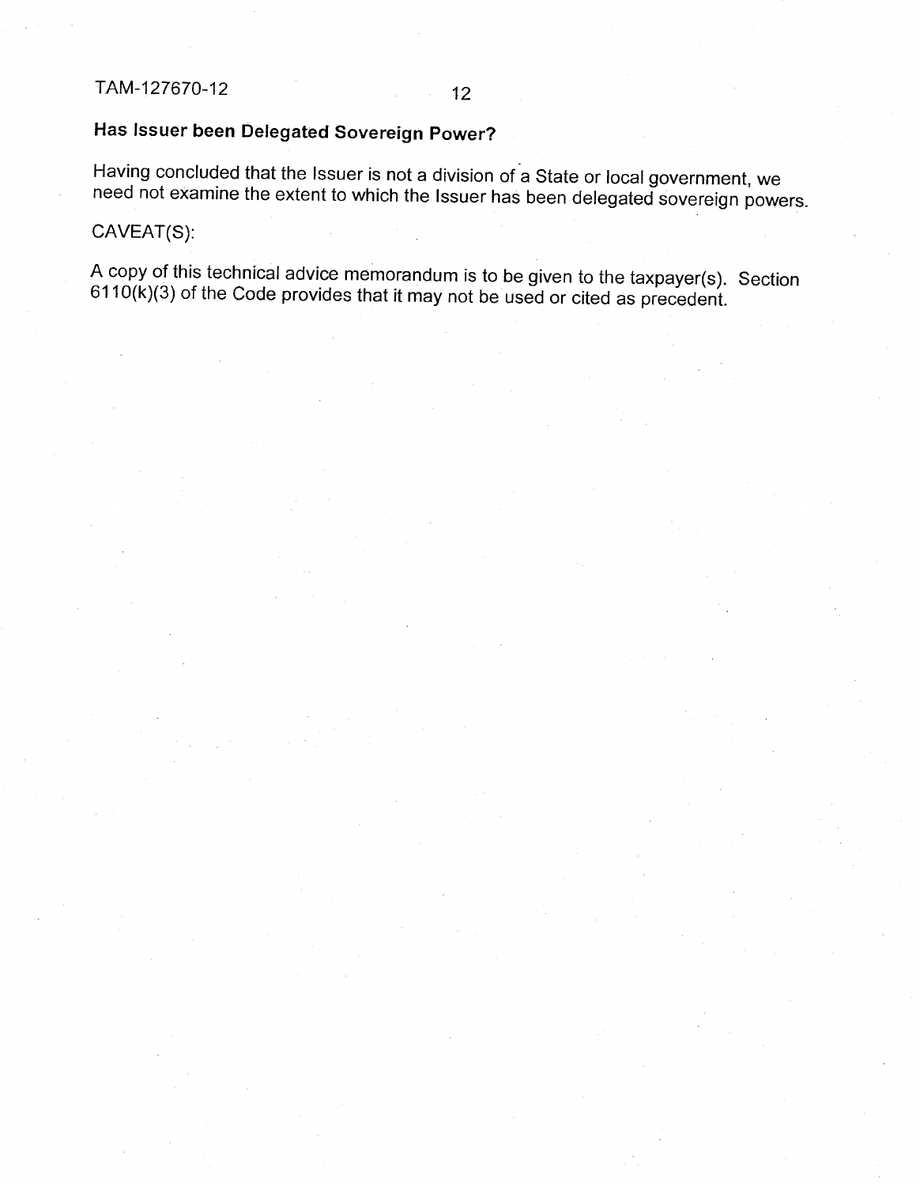## Has Issuer been Delegated Sovereign Power?

Having concluded that the Issuer is not a division of a State or local government, we need not examine the extent to which the Issuer has been delegated sovereign powers.

CAVEAT(S):

A copy of this technical advice memorandum is to be given to the taxpayer(s). Section 6110(k)(3) of the Code provides that it may not be used or cited as precedent.